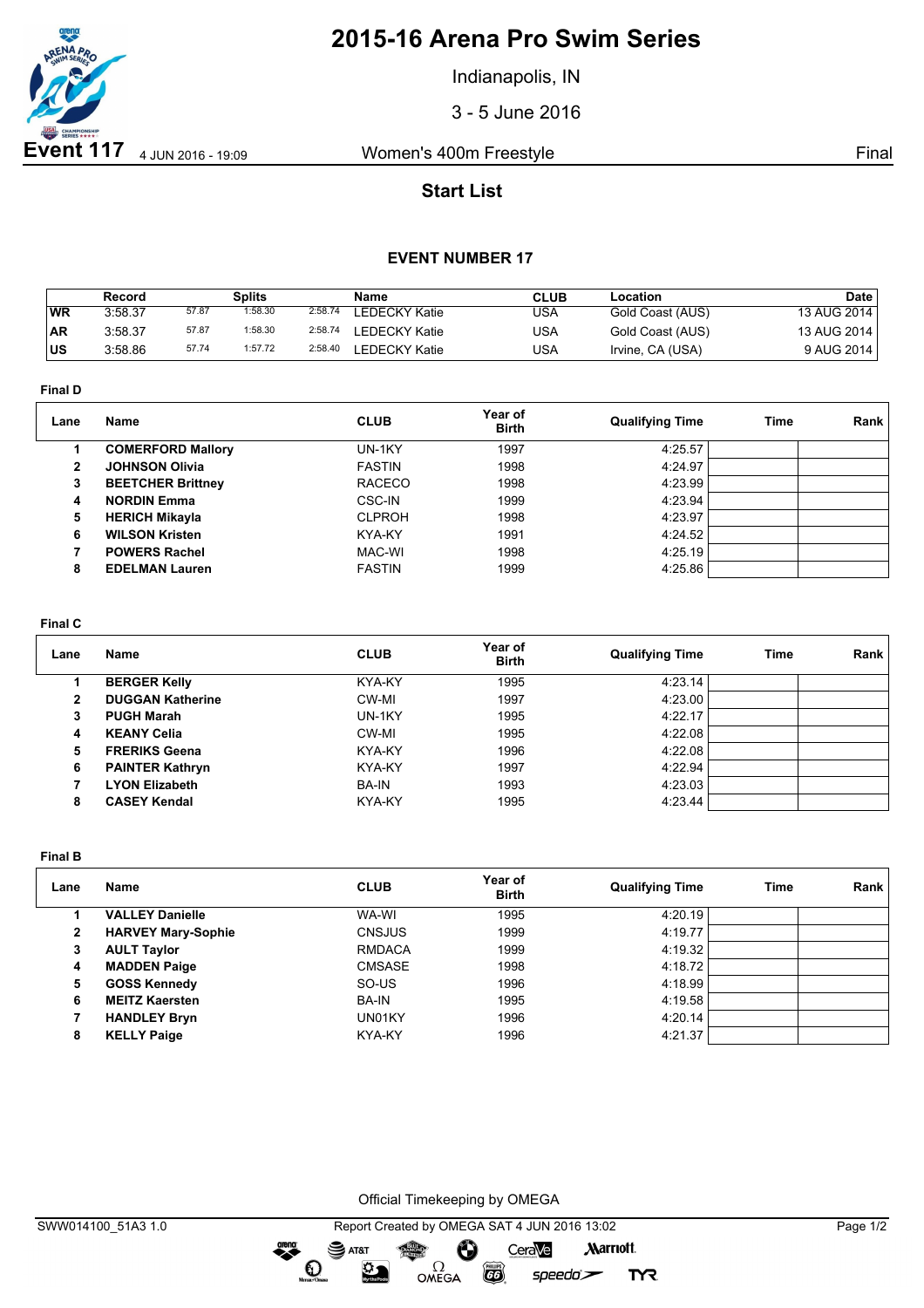# 2015-16 Arena Pro Swim Series

Indianapolis, IN

3 - 5 June 2016

**Event 117** 4 JUN 2016 - 19:09 — Women's 400m Freestyle — Final

## Start List

### EVENT NUMBER 17

| | Record | Splits | | | Name | CLUB | Location | Date |
|---|---|---|---|---|---|---|---|---|
| WR | 3:58.37 | 57.87 | 1:58.30 | 2:58.74 | LEDECKY Katie | USA | Gold Coast (AUS) | 13 AUG 2014 |
| AR | 3:58.37 | 57.87 | 1:58.30 | 2:58.74 | LEDECKY Katie | USA | Gold Coast (AUS) | 13 AUG 2014 |
| US | 3:58.86 | 57.74 | 1:57.72 | 2:58.40 | LEDECKY Katie | USA | Irvine, CA (USA) | 9 AUG 2014 |

**Final D**

| Lane | Name | CLUB | Year of Birth | Qualifying Time | Time | Rank |
|---|---|---|---|---|---|---|
| 1 | **COMERFORD Mallory** | UN-1KY | 1997 | 4:25.57 | | |
| 2 | **JOHNSON Olivia** | FASTIN | 1998 | 4:24.97 | | |
| 3 | **BEETCHER Brittney** | RACECO | 1998 | 4:23.99 | | |
| 4 | **NORDIN Emma** | CSC-IN | 1999 | 4:23.94 | | |
| 5 | **HERICH Mikayla** | CLPROH | 1998 | 4:23.97 | | |
| 6 | **WILSON Kristen** | KYA-KY | 1991 | 4:24.52 | | |
| 7 | **POWERS Rachel** | MAC-WI | 1998 | 4:25.19 | | |
| 8 | **EDELMAN Lauren** | FASTIN | 1999 | 4:25.86 | | |

**Final C**

| Lane | Name | CLUB | Year of Birth | Qualifying Time | Time | Rank |
|---|---|---|---|---|---|---|
| 1 | **BERGER Kelly** | KYA-KY | 1995 | 4:23.14 | | |
| 2 | **DUGGAN Katherine** | CW-MI | 1997 | 4:23.00 | | |
| 3 | **PUGH Marah** | UN-1KY | 1995 | 4:22.17 | | |
| 4 | **KEANY Celia** | CW-MI | 1995 | 4:22.08 | | |
| 5 | **FRERIKS Geena** | KYA-KY | 1996 | 4:22.08 | | |
| 6 | **PAINTER Kathryn** | KYA-KY | 1997 | 4:22.94 | | |
| 7 | **LYON Elizabeth** | BA-IN | 1993 | 4:23.03 | | |
| 8 | **CASEY Kendal** | KYA-KY | 1995 | 4:23.44 | | |

**Final B**

| Lane | Name | CLUB | Year of Birth | Qualifying Time | Time | Rank |
|---|---|---|---|---|---|---|
| 1 | **VALLEY Danielle** | WA-WI | 1995 | 4:20.19 | | |
| 2 | **HARVEY Mary-Sophie** | CNSJUS | 1999 | 4:19.77 | | |
| 3 | **AULT Taylor** | RMDACA | 1999 | 4:19.32 | | |
| 4 | **MADDEN Paige** | CMSASE | 1998 | 4:18.72 | | |
| 5 | **GOSS Kennedy** | SO-US | 1996 | 4:18.99 | | |
| 6 | **MEITZ Kaersten** | BA-IN | 1995 | 4:19.58 | | |
| 7 | **HANDLEY Bryn** | UN01KY | 1996 | 4:20.14 | | |
| 8 | **KELLY Paige** | KYA-KY | 1996 | 4:21.37 | | |

Official Timekeeping by OMEGA

SWW014100_51A3 1.0 — Report Created by OMEGA SAT 4 JUN 2016 13:02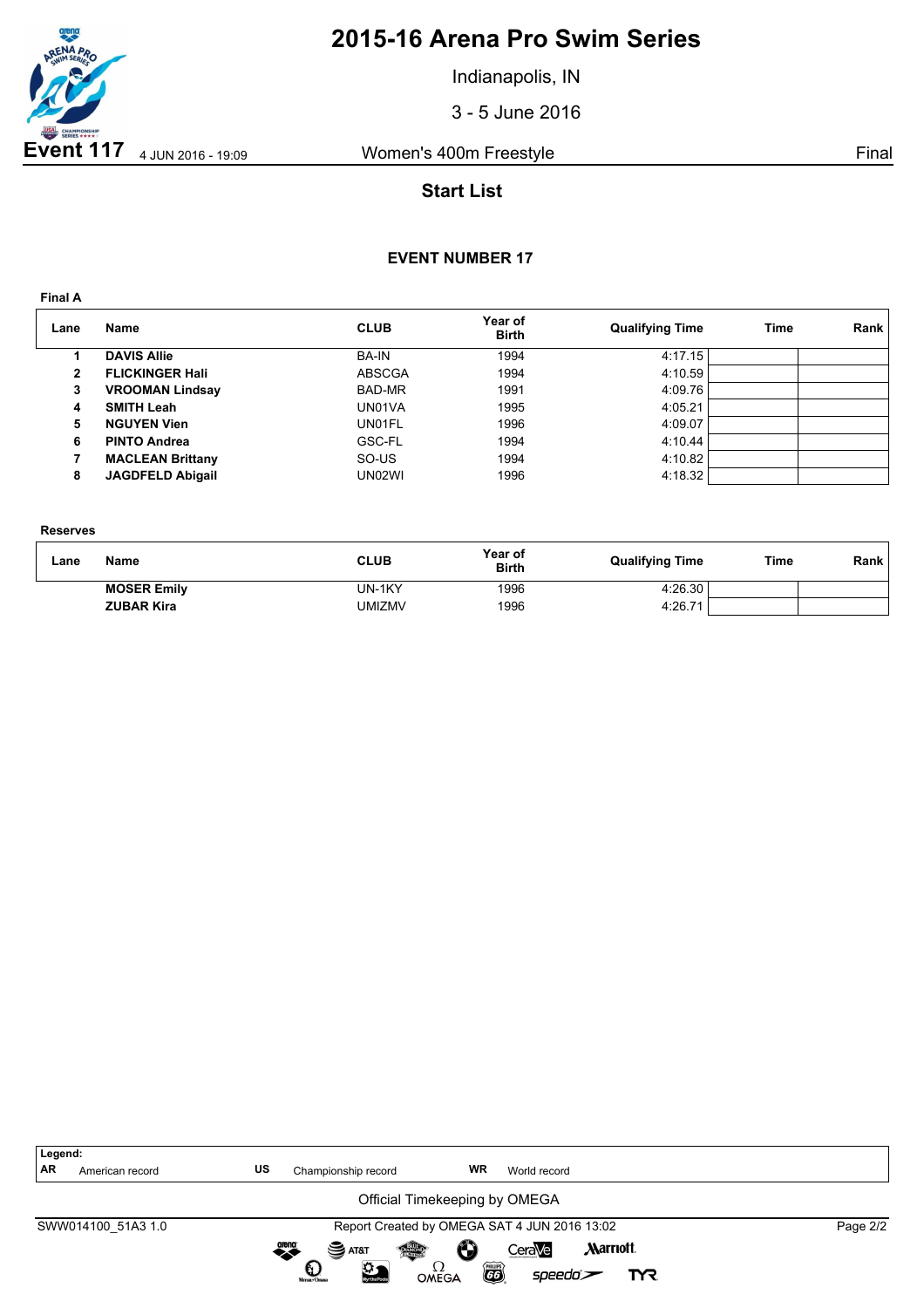# 2015-16 Arena Pro Swim Series

Indianapolis, IN

3 - 5 June 2016

**Event 117** 4 JUN 2016 - 19:09 Women's 400m Freestyle Final

## Start List

### EVENT NUMBER 17

**Final A**

| Lane | Name | CLUB | Year of Birth | Qualifying Time | Time | Rank |
|---|---|---|---|---|---|---|
| 1 | **DAVIS Allie** | BA-IN | 1994 | 4:17.15 | | |
| 2 | **FLICKINGER Hali** | ABSCGA | 1994 | 4:10.59 | | |
| 3 | **VROOMAN Lindsay** | BAD-MR | 1991 | 4:09.76 | | |
| 4 | **SMITH Leah** | UN01VA | 1995 | 4:05.21 | | |
| 5 | **NGUYEN Vien** | UN01FL | 1996 | 4:09.07 | | |
| 6 | **PINTO Andrea** | GSC-FL | 1994 | 4:10.44 | | |
| 7 | **MACLEAN Brittany** | SO-US | 1994 | 4:10.82 | | |
| 8 | **JAGDFELD Abigail** | UN02WI | 1996 | 4:18.32 | | |

**Reserves**

| Lane | Name | CLUB | Year of Birth | Qualifying Time | Time | Rank |
|---|---|---|---|---|---|---|
| | **MOSER Emily** | UN-1KY | 1996 | 4:26.30 | | |
| | **ZUBAR Kira** | UMIZMV | 1996 | 4:26.71 | | |

**Legend:**
**AR** American record **US** Championship record **WR** World record

Official Timekeeping by OMEGA

SWW014100_51A3 1.0 Report Created by OMEGA SAT 4 JUN 2016 13:02